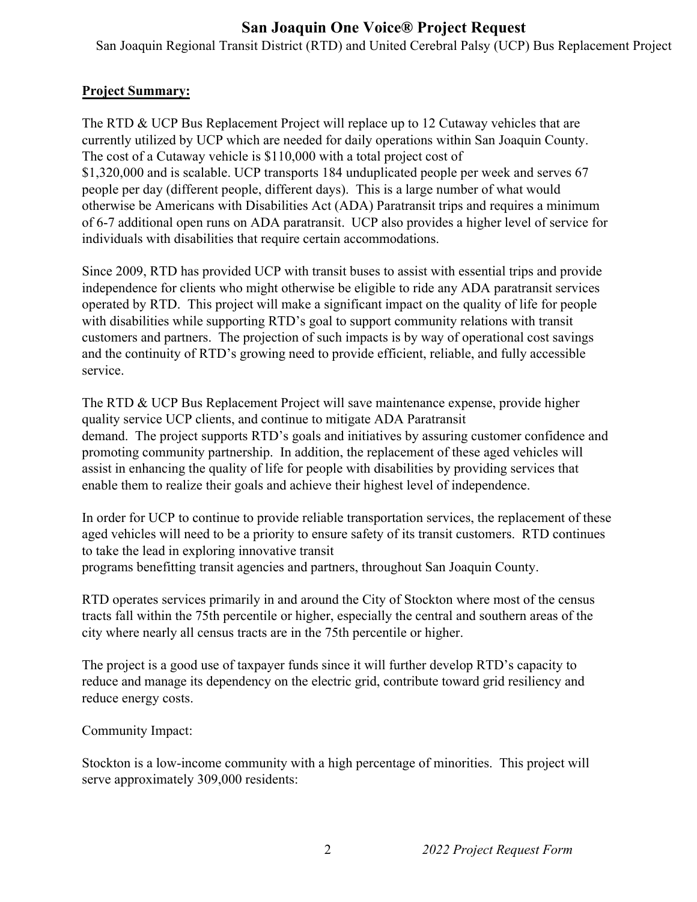# San Joaquin One Voice® Project Request

San Joaquin Regional Transit District (RTD) and United Cerebral Palsy (UCP) Bus Replacement Project

**Project Summary:**

The RTD & UCP Bus Replacement Project will replace up to 12 Cutaway vehicles that are currently utilized by UCP which are needed for daily operations within San Joaquin County. The cost of a Cutaway vehicle is $110,000 with a total project cost of $1,320,000 and is scalable. UCP transports 184 unduplicated people per week and serves 67 people per day (different people, different days). This is a large number of what would otherwise be Americans with Disabilities Act (ADA) Paratransit trips and requires a minimum of 6-7 additional open runs on ADA paratransit. UCP also provides a higher level of service for individuals with disabilities that require certain accommodations.

Since 2009, RTD has provided UCP with transit buses to assist with essential trips and provide independence for clients who might otherwise be eligible to ride any ADA paratransit services operated by RTD. This project will make a significant impact on the quality of life for people with disabilities while supporting RTD's goal to support community relations with transit customers and partners. The projection of such impacts is by way of operational cost savings and the continuity of RTD's growing need to provide efficient, reliable, and fully accessible service.

The RTD & UCP Bus Replacement Project will save maintenance expense, provide higher quality service UCP clients, and continue to mitigate ADA Paratransit demand. The project supports RTD's goals and initiatives by assuring customer confidence and promoting community partnership. In addition, the replacement of these aged vehicles will assist in enhancing the quality of life for people with disabilities by providing services that enable them to realize their goals and achieve their highest level of independence.

In order for UCP to continue to provide reliable transportation services, the replacement of these aged vehicles will need to be a priority to ensure safety of its transit customers. RTD continues to take the lead in exploring innovative transit programs benefitting transit agencies and partners, throughout San Joaquin County.

RTD operates services primarily in and around the City of Stockton where most of the census tracts fall within the 75th percentile or higher, especially the central and southern areas of the city where nearly all census tracts are in the 75th percentile or higher.

The project is a good use of taxpayer funds since it will further develop RTD's capacity to reduce and manage its dependency on the electric grid, contribute toward grid resiliency and reduce energy costs.

Community Impact:

Stockton is a low-income community with a high percentage of minorities. This project will serve approximately 309,000 residents: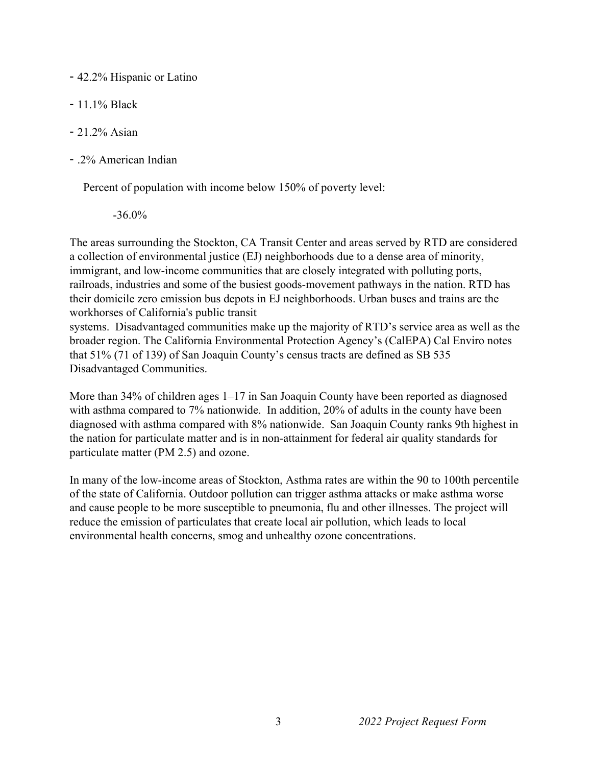- 42.2% Hispanic or Latino

- 11.1% Black

- 21.2% Asian

- .2% American Indian

Percent of population with income below 150% of poverty level:

-36.0%

The areas surrounding the Stockton, CA Transit Center and areas served by RTD are considered a collection of environmental justice (EJ) neighborhoods due to a dense area of minority, immigrant, and low-income communities that are closely integrated with polluting ports, railroads, industries and some of the busiest goods-movement pathways in the nation. RTD has their domicile zero emission bus depots in EJ neighborhoods. Urban buses and trains are the workhorses of California's public transit
systems. Disadvantaged communities make up the majority of RTD's service area as well as the broader region. The California Environmental Protection Agency's (CalEPA) Cal Enviro notes that 51% (71 of 139) of San Joaquin County's census tracts are defined as SB 535 Disadvantaged Communities.

More than 34% of children ages 1–17 in San Joaquin County have been reported as diagnosed with asthma compared to 7% nationwide. In addition, 20% of adults in the county have been diagnosed with asthma compared with 8% nationwide. San Joaquin County ranks 9th highest in the nation for particulate matter and is in non-attainment for federal air quality standards for particulate matter (PM 2.5) and ozone.

In many of the low-income areas of Stockton, Asthma rates are within the 90 to 100th percentile of the state of California. Outdoor pollution can trigger asthma attacks or make asthma worse and cause people to be more susceptible to pneumonia, flu and other illnesses. The project will reduce the emission of particulates that create local air pollution, which leads to local environmental health concerns, smog and unhealthy ozone concentrations.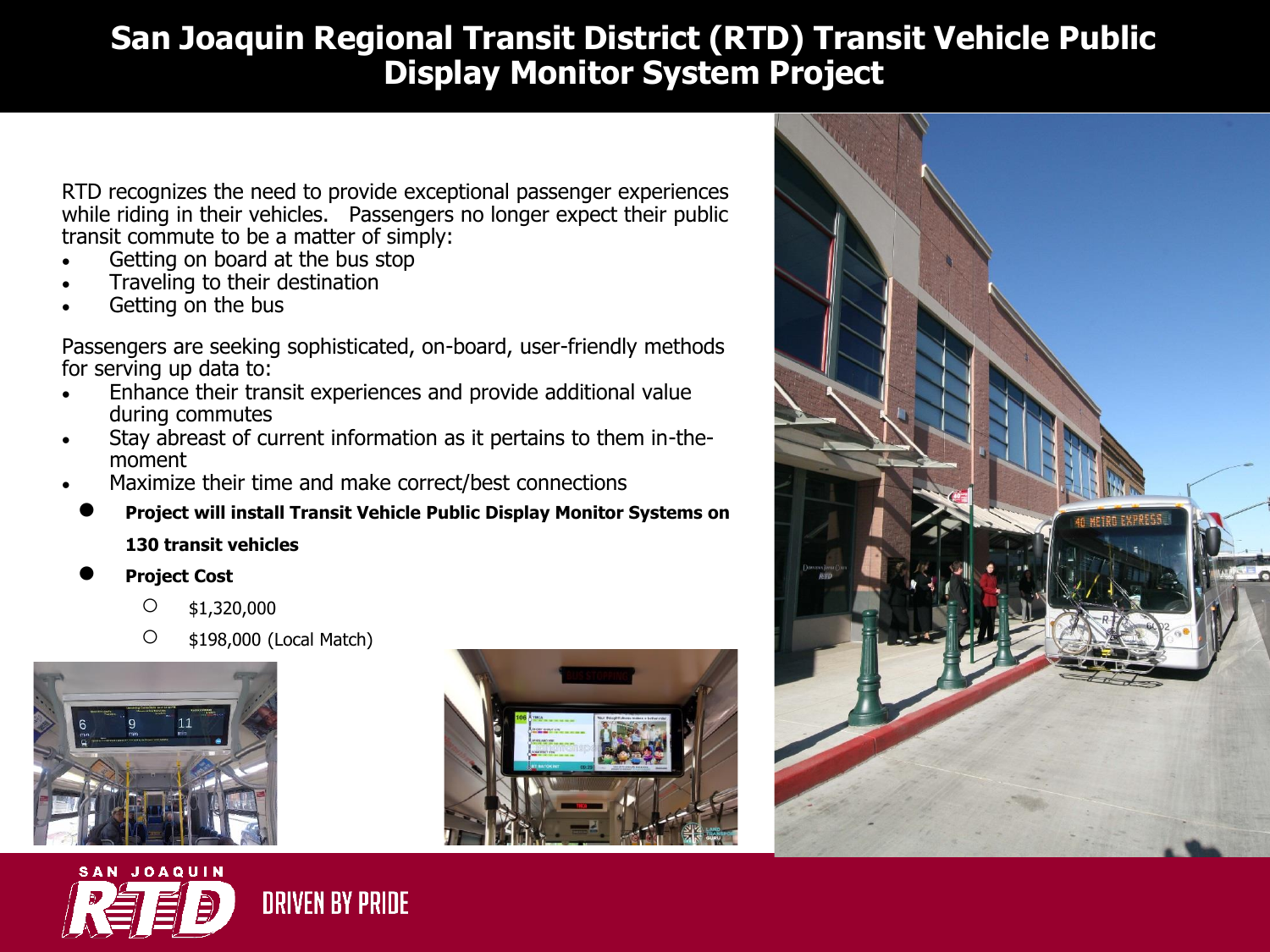# San Joaquin Regional Transit District (RTD) Transit Vehicle Public Display Monitor System Project

RTD recognizes the need to provide exceptional passenger experiences while riding in their vehicles. Passengers no longer expect their public transit commute to be a matter of simply:

- Getting on board at the bus stop
- Traveling to their destination
- Getting on the bus

Passengers are seeking sophisticated, on-board, user-friendly methods for serving up data to:

- Enhance their transit experiences and provide additional value during commutes
- Stay abreast of current information as it pertains to them in-the-moment
- Maximize their time and make correct/best connections

- **Project will install Transit Vehicle Public Display Monitor Systems on 130 transit vehicles**
- **Project Cost**
  - $1,320,000
  - $198,000 (Local Match)

SAN JOAQUIN RTD DRIVEN BY PRIDE